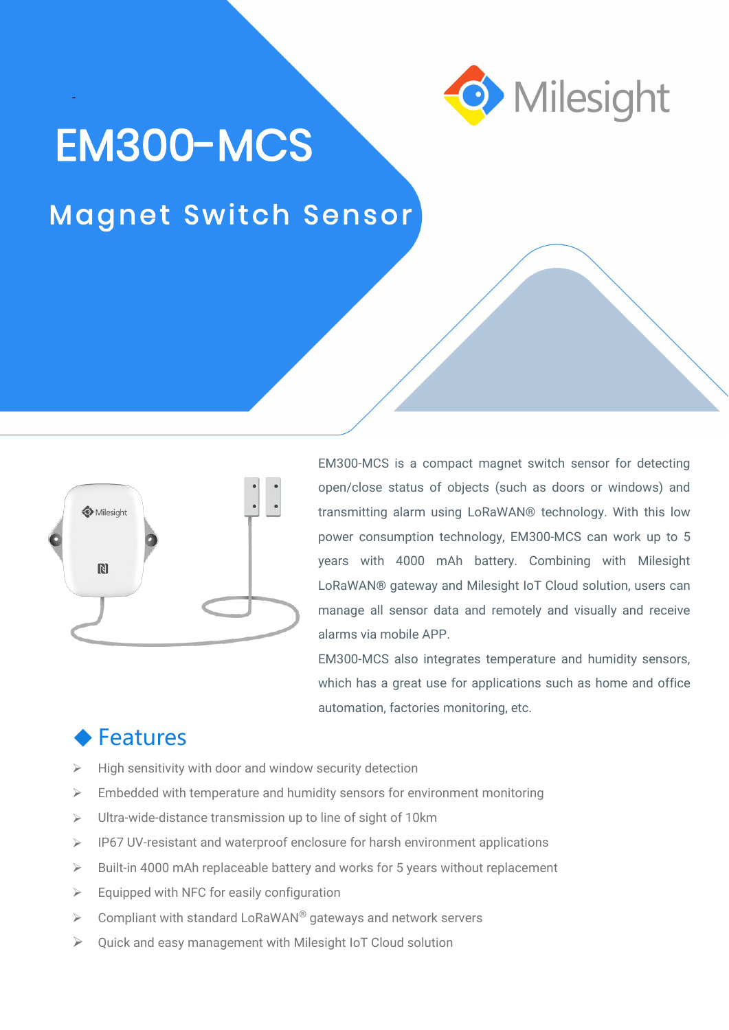Milesight

# EM300-MCS

## Magnet Switch Sensor

EM300-MCS is a compact magnet switch sensor for detecting open/close status of objects (such as doors or windows) and transmitting alarm using LoRaWAN® technology. With this low power consumption technology, EM300-MCS can work up to 5 years with 4000 mAh battery. Combining with Milesight LoRaWAN® gateway and Milesight IoT Cloud solution, users can manage all sensor data and remotely and visually and receive alarms via mobile APP.

EM300-MCS also integrates temperature and humidity sensors, which has a great use for applications such as home and office automation, factories monitoring, etc.

## ◆ Features

- High sensitivity with door and window security detection
- Embedded with temperature and humidity sensors for environment monitoring
- Ultra-wide-distance transmission up to line of sight of 10km
- IP67 UV-resistant and waterproof enclosure for harsh environment applications
- Built-in 4000 mAh replaceable battery and works for 5 years without replacement
- Equipped with NFC for easily configuration
- Compliant with standard LoRaWAN® gateways and network servers
- Quick and easy management with Milesight IoT Cloud solution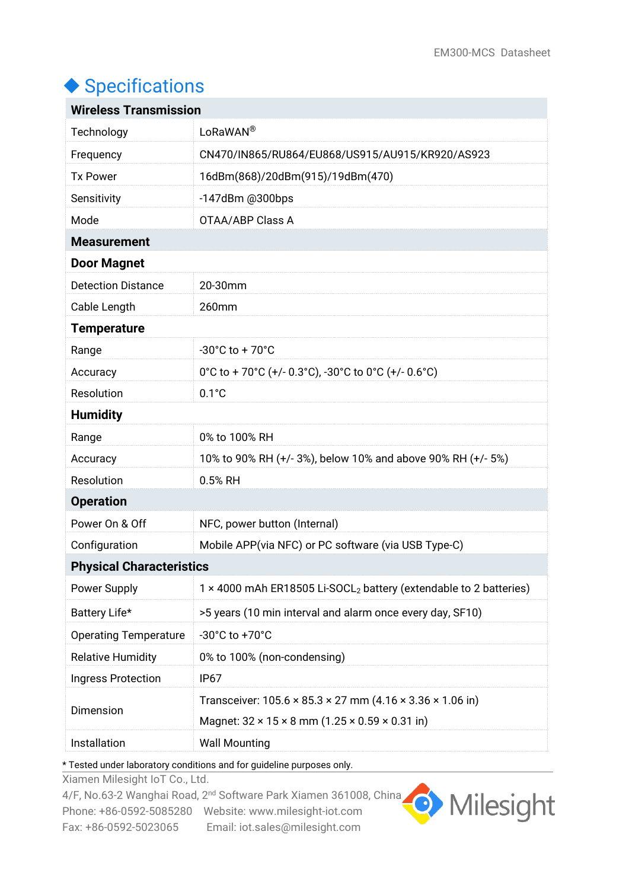## Specifications

| | |
|---|---|
| **Wireless Transmission** | |
| Technology | LoRaWAN® |
| Frequency | CN470/IN865/RU864/EU868/US915/AU915/KR920/AS923 |
| Tx Power | 16dBm(868)/20dBm(915)/19dBm(470) |
| Sensitivity | -147dBm @300bps |
| Mode | OTAA/ABP Class A |
| **Measurement** | |
| **Door Magnet** | |
| Detection Distance | 20-30mm |
| Cable Length | 260mm |
| **Temperature** | |
| Range | -30°C to + 70°C |
| Accuracy | 0°C to + 70°C (+/- 0.3°C), -30°C to 0°C (+/- 0.6°C) |
| Resolution | 0.1°C |
| **Humidity** | |
| Range | 0% to 100% RH |
| Accuracy | 10% to 90% RH (+/- 3%), below 10% and above 90% RH (+/- 5%) |
| Resolution | 0.5% RH |
| **Operation** | |
| Power On & Off | NFC, power button (Internal) |
| Configuration | Mobile APP(via NFC) or PC software (via USB Type-C) |
| **Physical Characteristics** | |
| Power Supply | 1 × 4000 mAh ER18505 Li-$SOCL_2$ battery (extendable to 2 batteries) |
| Battery Life* | >5 years (10 min interval and alarm once every day, SF10) |
| Operating Temperature | -30°C to +70°C |
| Relative Humidity | 0% to 100% (non-condensing) |
| Ingress Protection | IP67 |
| Dimension | Transceiver: 105.6 × 85.3 × 27 mm (4.16 × 3.36 × 1.06 in)<br>Magnet: 32 × 15 × 8 mm (1.25 × 0.59 × 0.31 in) |
| Installation | Wall Mounting |

* Tested under laboratory conditions and for guideline purposes only.

Xiamen Milesight IoT Co., Ltd.
4/F, No.63-2 Wanghai Road, 2nd Software Park Xiamen 361008, China
Phone: +86-0592-5085280 Website: www.milesight-iot.com
Fax: +86-0592-5023065 Email: iot.sales@milesight.com

Milesight